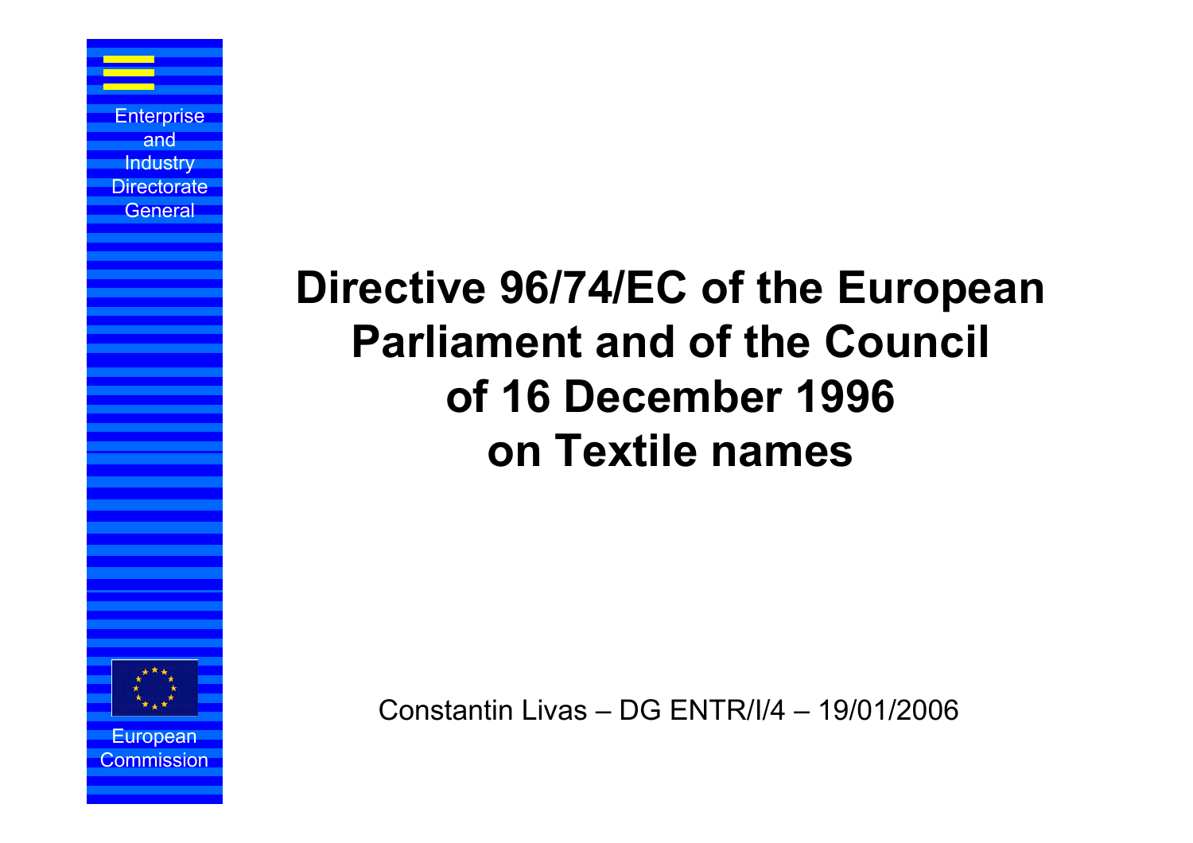Enterprise and Industry Directorate General

# Directive 96/74/EC of the European Parliament and of the Council of 16 December 1996 on Textile names

Constantin Livas – DG ENTR/I/4 – 19/01/2006

European Commission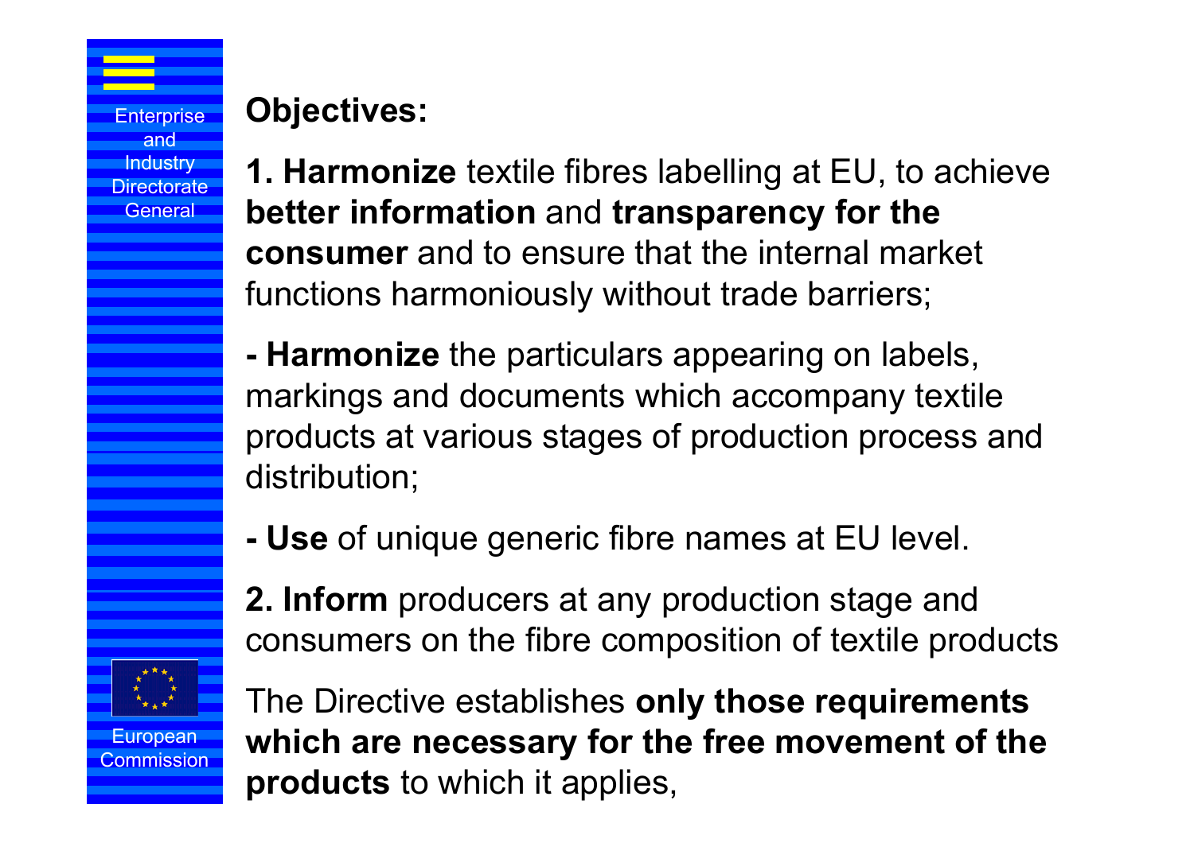## Objectives:

**1. Harmonize** textile fibres labelling at EU, to achieve **better information** and **transparency for the consumer** and to ensure that the internal market functions harmoniously without trade barriers;

**- Harmonize** the particulars appearing on labels, markings and documents which accompany textile products at various stages of production process and distribution;

**- Use** of unique generic fibre names at EU level.

**2. Inform** producers at any production stage and consumers on the fibre composition of textile products

The Directive establishes **only those requirements which are necessary for the free movement of the products** to which it applies,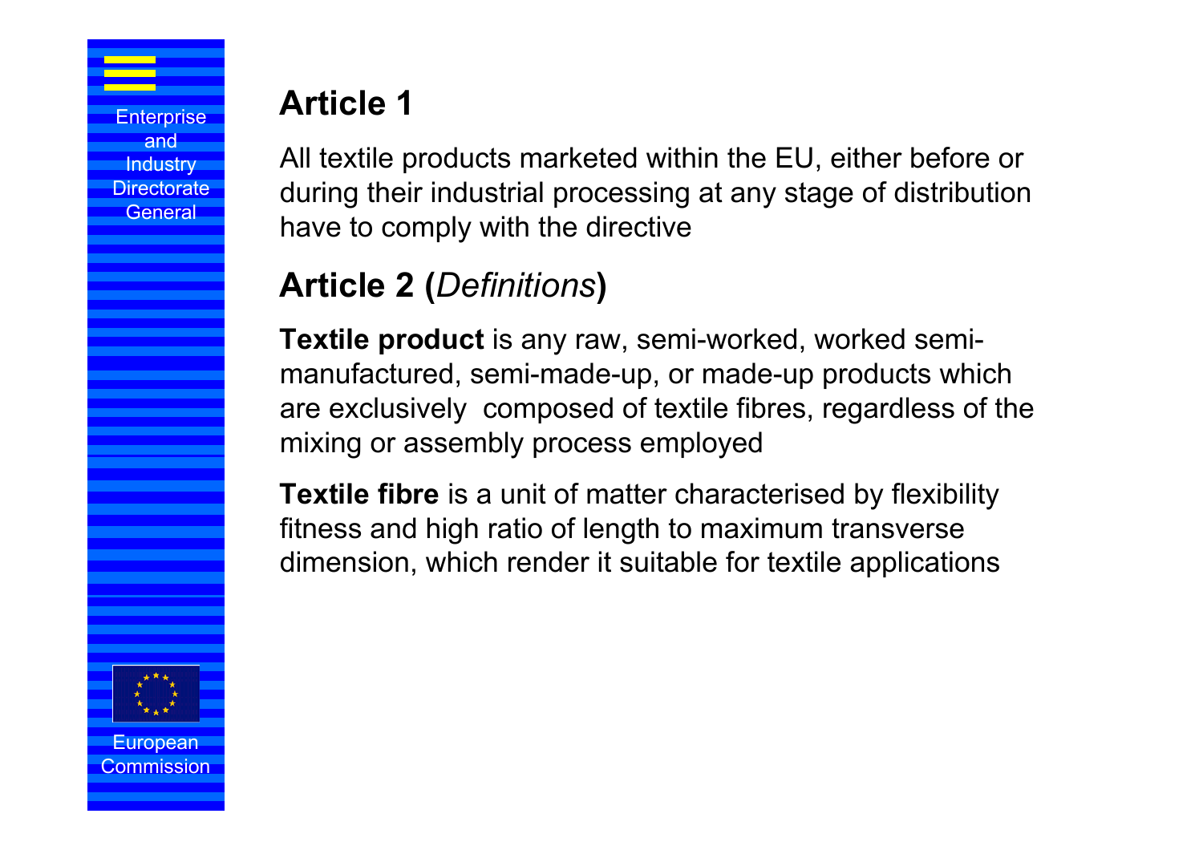## Article 1

All textile products marketed within the EU, either before or during their industrial processing at any stage of distribution have to comply with the directive

## Article 2 (*Definitions*)

**Textile product** is any raw, semi-worked, worked semi-manufactured, semi-made-up, or made-up products which are exclusively composed of textile fibres, regardless of the mixing or assembly process employed

**Textile fibre** is a unit of matter characterised by flexibility fitness and high ratio of length to maximum transverse dimension, which render it suitable for textile applications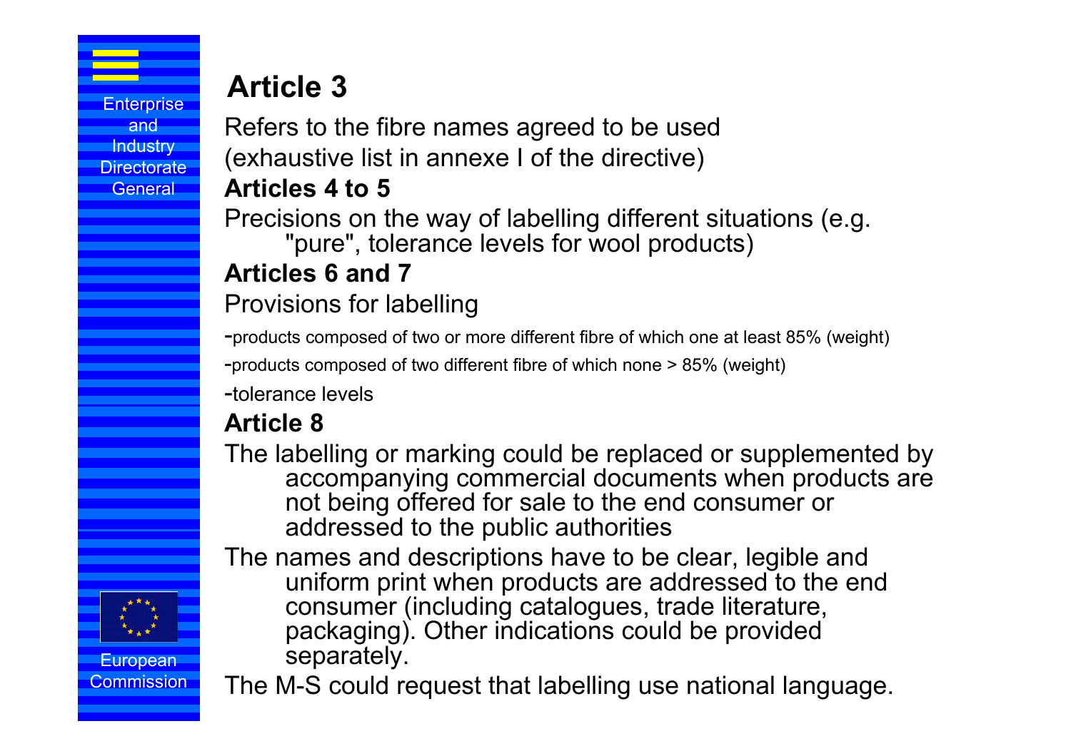## Article 3

Refers to the fibre names agreed to be used (exhaustive list in annexe I of the directive)

### Articles 4 to 5

Precisions on the way of labelling different situations (e.g. "pure", tolerance levels for wool products)

### Articles 6 and 7

Provisions for labelling

- products composed of two or more different fibre of which one at least 85% (weight)
- products composed of two different fibre of which none > 85% (weight)
- tolerance levels

### Article 8

The labelling or marking could be replaced or supplemented by accompanying commercial documents when products are not being offered for sale to the end consumer or addressed to the public authorities

The names and descriptions have to be clear, legible and uniform print when products are addressed to the end consumer (including catalogues, trade literature, packaging). Other indications could be provided separately.

The M-S could request that labelling use national language.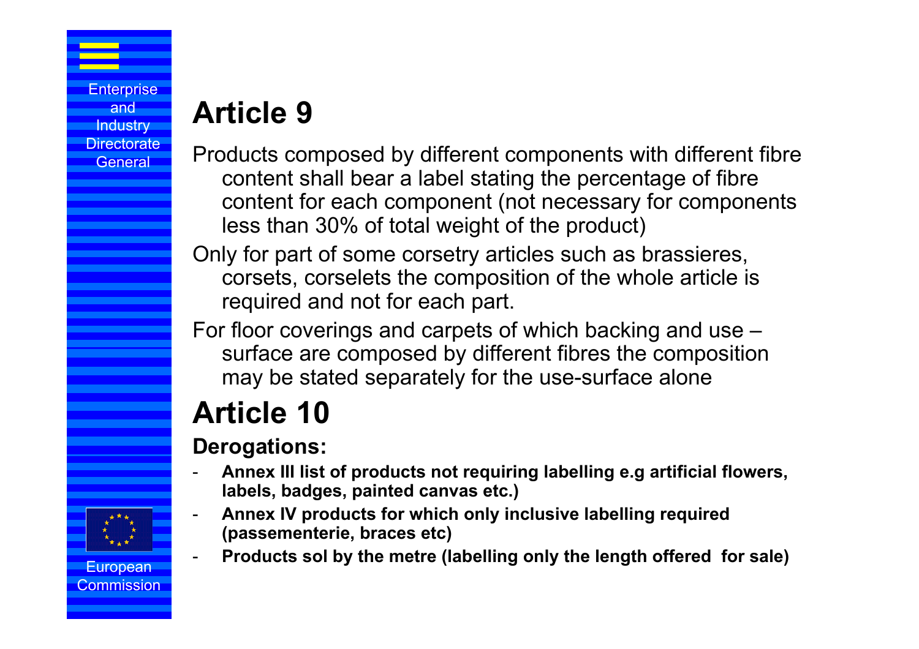# Article 9

Products composed by different components with different fibre content shall bear a label stating the percentage of fibre content for each component (not necessary for components less than 30% of total weight of the product)

Only for part of some corsetry articles such as brassieres, corsets, corselets the composition of the whole article is required and not for each part.

For floor coverings and carpets of which backing and use – surface are composed by different fibres the composition may be stated separately for the use-surface alone

# Article 10

**Derogations:**

- **Annex III list of products not requiring labelling e.g artificial flowers, labels, badges, painted canvas etc.)**
- **Annex IV products for which only inclusive labelling required (passementerie, braces etc)**
- **Products sol by the metre (labelling only the length offered for sale)**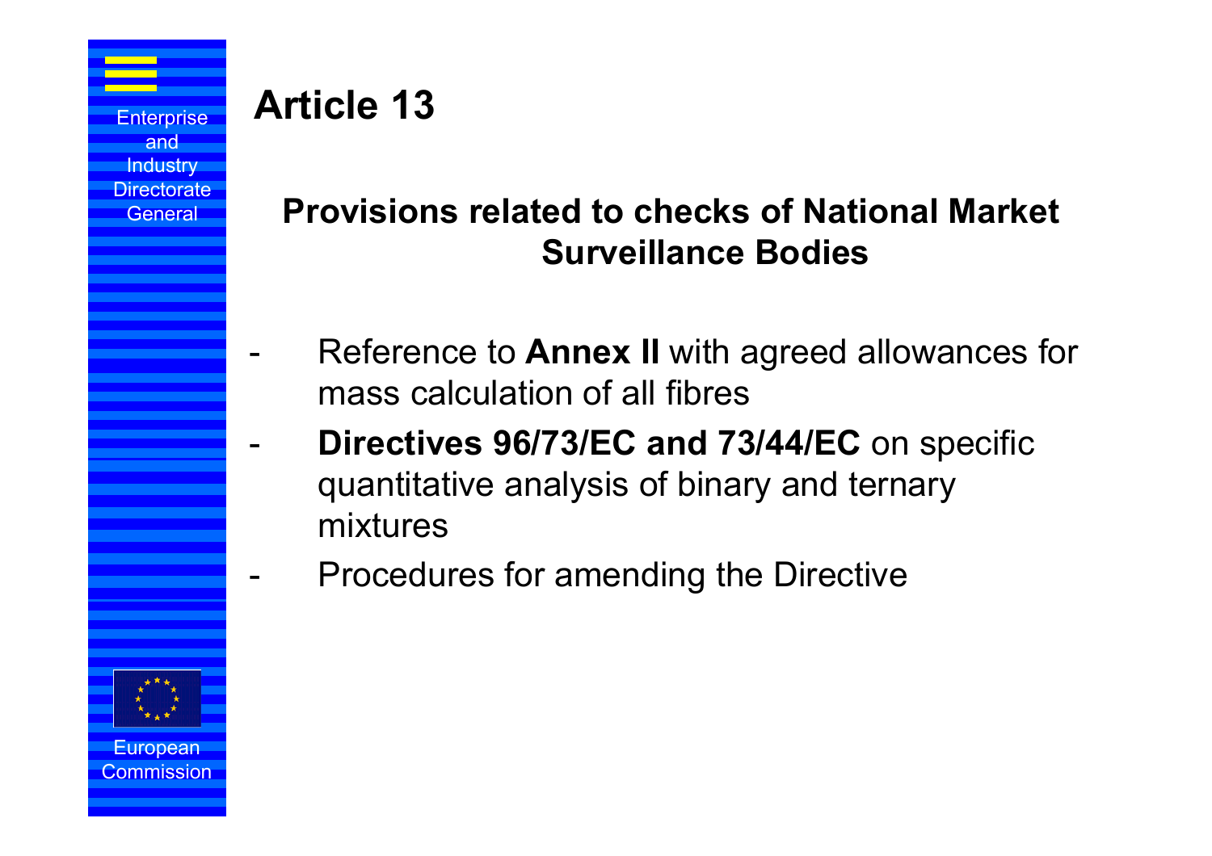# Article 13

## Provisions related to checks of National Market Surveillance Bodies

- Reference to **Annex II** with agreed allowances for mass calculation of all fibres
- **Directives 96/73/EC and 73/44/EC** on specific quantitative analysis of binary and ternary mixtures
- Procedures for amending the Directive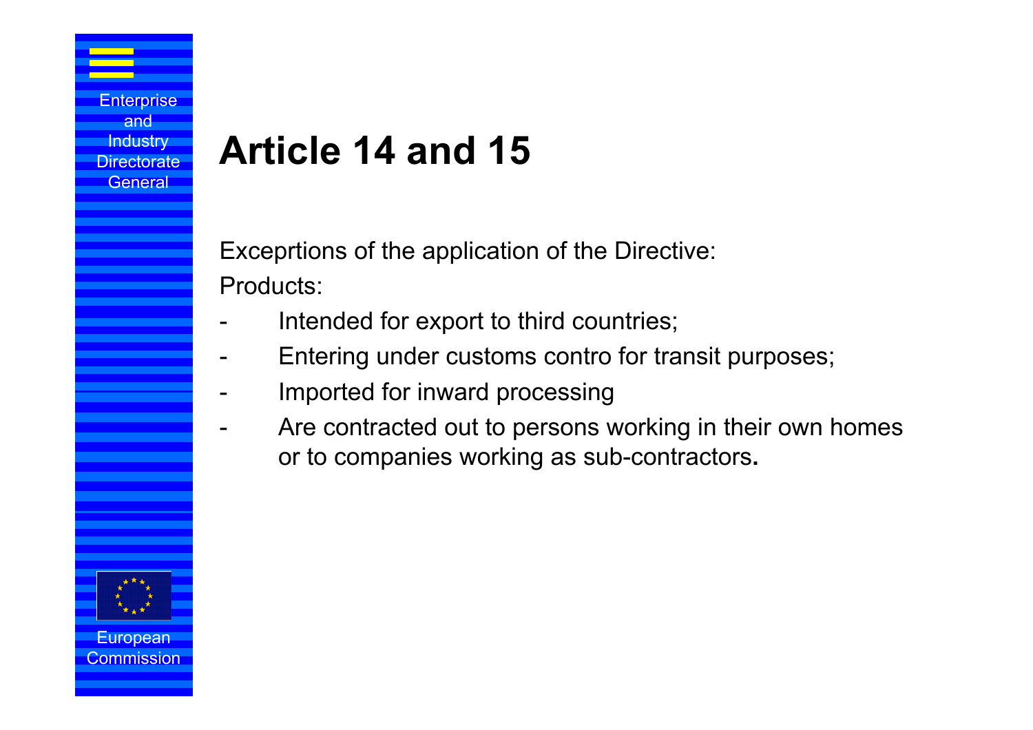# Article 14 and 15

Exceprtions of the application of the Directive:

Products:

- Intended for export to third countries;
- Entering under customs contro for transit purposes;
- Imported for inward processing
- Are contracted out to persons working in their own homes or to companies working as sub-contractors.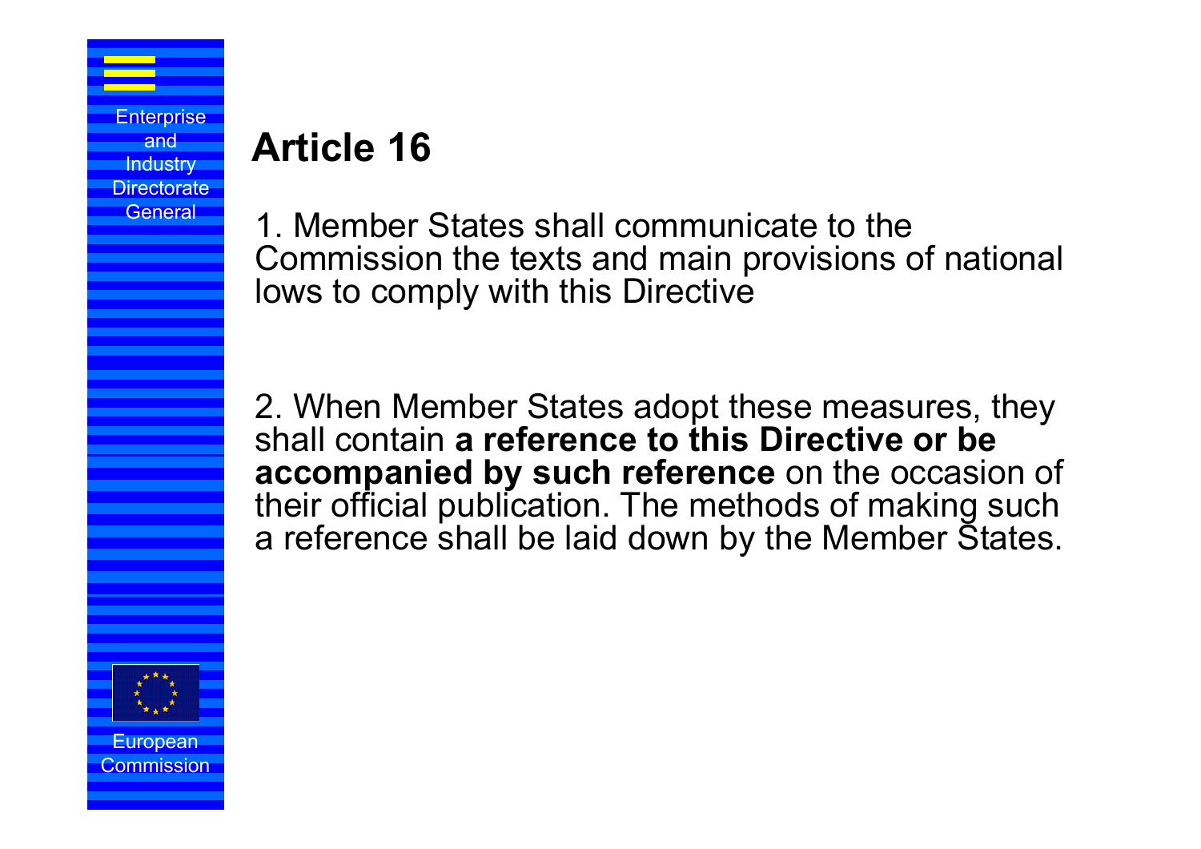# Article 16

1. Member States shall communicate to the Commission the texts and main provisions of national lows to comply with this Directive

2. When Member States adopt these measures, they shall contain **a reference to this Directive or be accompanied by such reference** on the occasion of their official publication. The methods of making such a reference shall be laid down by the Member States.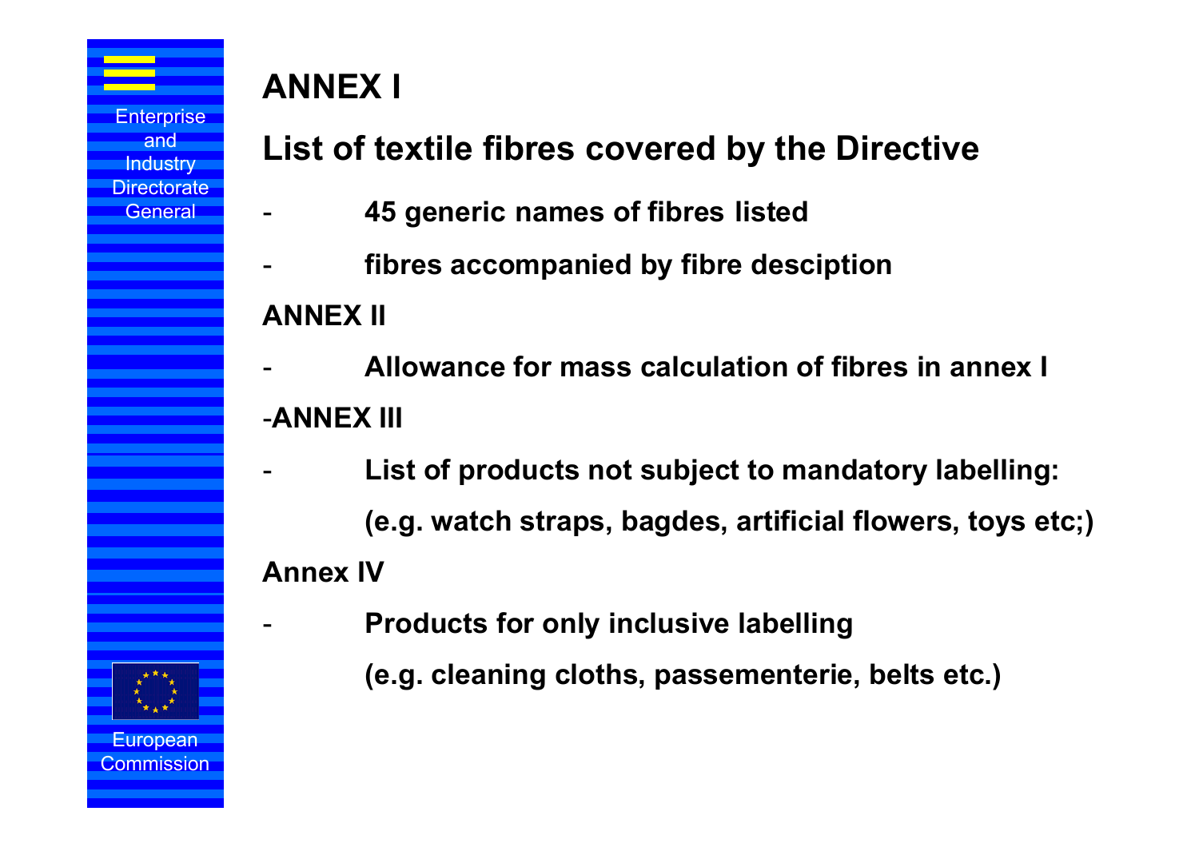# ANNEX I

## List of textile fibres covered by the Directive

- **45 generic names of fibres listed**
- **fibres accompanied by fibre desciption**

**ANNEX II**

- **Allowance for mass calculation of fibres in annex I**

-**ANNEX III**

- **List of products not subject to mandatory labelling:**

  **(e.g. watch straps, bagdes, artificial flowers, toys etc;)**

**Annex IV**

- **Products for only inclusive labelling**

  **(e.g. cleaning cloths, passementerie, belts etc.)**